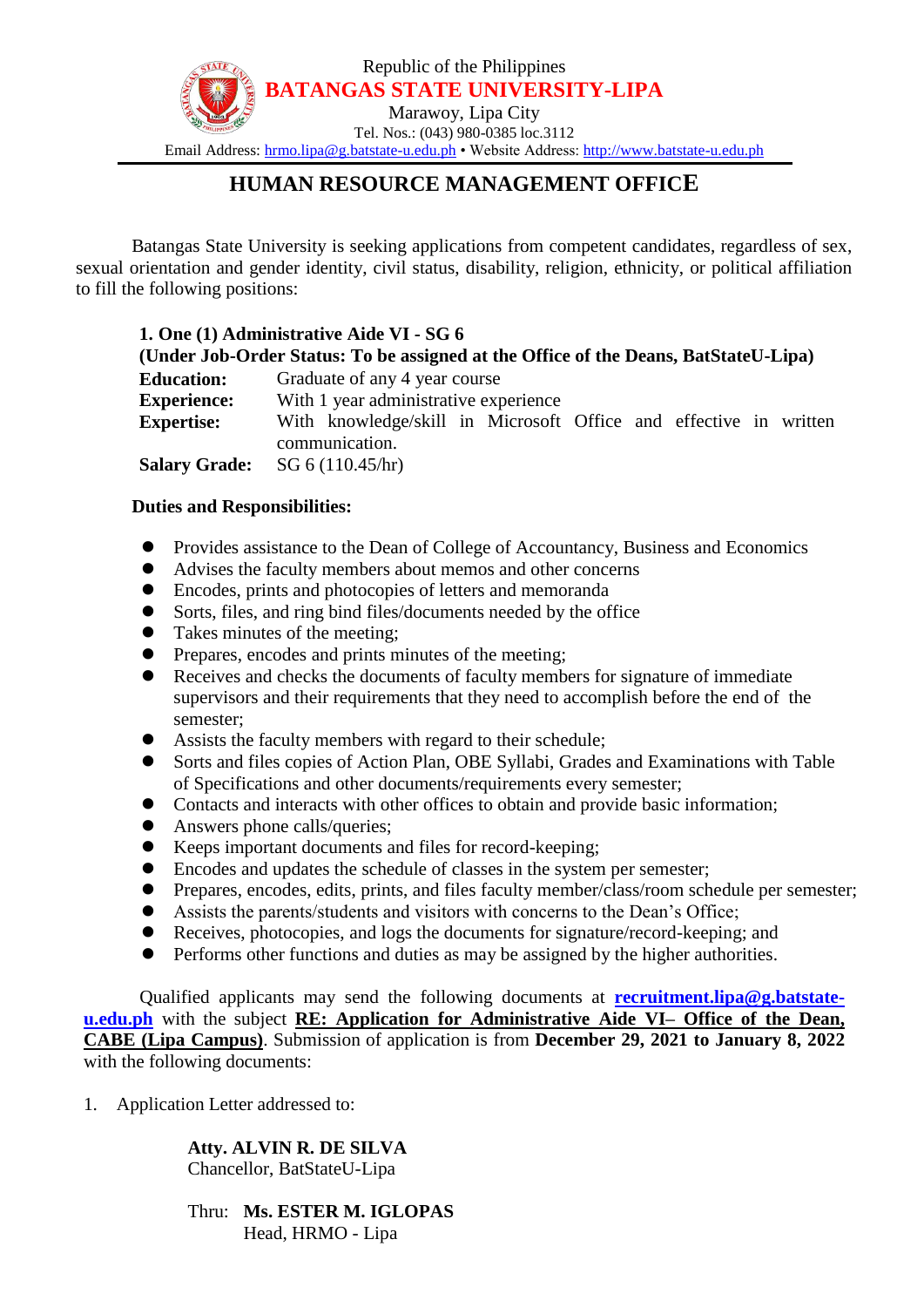Republic of the Philippines
**BATANGAS STATE UNIVERSITY-LIPA**
Marawoy, Lipa City
Tel. Nos.: (043) 980-0385 loc.3112
Email Address: hrmo.lipa@g.batstate-u.edu.ph • Website Address: http://www.batstate-u.edu.ph

## HUMAN RESOURCE MANAGEMENT OFFICE

Batangas State University is seeking applications from competent candidates, regardless of sex, sexual orientation and gender identity, civil status, disability, religion, ethnicity, or political affiliation to fill the following positions:

**1. One (1) Administrative Aide VI - SG 6**
**(Under Job-Order Status: To be assigned at the Office of the Deans, BatStateU-Lipa)**

**Education:** Graduate of any 4 year course
**Experience:** With 1 year administrative experience
**Expertise:** With knowledge/skill in Microsoft Office and effective in written communication.
**Salary Grade:** SG 6 (110.45/hr)

**Duties and Responsibilities:**

- Provides assistance to the Dean of College of Accountancy, Business and Economics
- Advises the faculty members about memos and other concerns
- Encodes, prints and photocopies of letters and memoranda
- Sorts, files, and ring bind files/documents needed by the office
- Takes minutes of the meeting;
- Prepares, encodes and prints minutes of the meeting;
- Receives and checks the documents of faculty members for signature of immediate supervisors and their requirements that they need to accomplish before the end of the semester;
- Assists the faculty members with regard to their schedule;
- Sorts and files copies of Action Plan, OBE Syllabi, Grades and Examinations with Table of Specifications and other documents/requirements every semester;
- Contacts and interacts with other offices to obtain and provide basic information;
- Answers phone calls/queries;
- Keeps important documents and files for record-keeping;
- Encodes and updates the schedule of classes in the system per semester;
- Prepares, encodes, edits, prints, and files faculty member/class/room schedule per semester;
- Assists the parents/students and visitors with concerns to the Dean's Office;
- Receives, photocopies, and logs the documents for signature/record-keeping; and
- Performs other functions and duties as may be assigned by the higher authorities.

Qualified applicants may send the following documents at **recruitment.lipa@g.batstate-u.edu.ph** with the subject **RE: Application for Administrative Aide VI– Office of the Dean, CABE (Lipa Campus)**. Submission of application is from **December 29, 2021 to January 8, 2022** with the following documents:

1. Application Letter addressed to:

   **Atty. ALVIN R. DE SILVA**
   Chancellor, BatStateU-Lipa

   Thru: **Ms. ESTER M. IGLOPAS**
   Head, HRMO - Lipa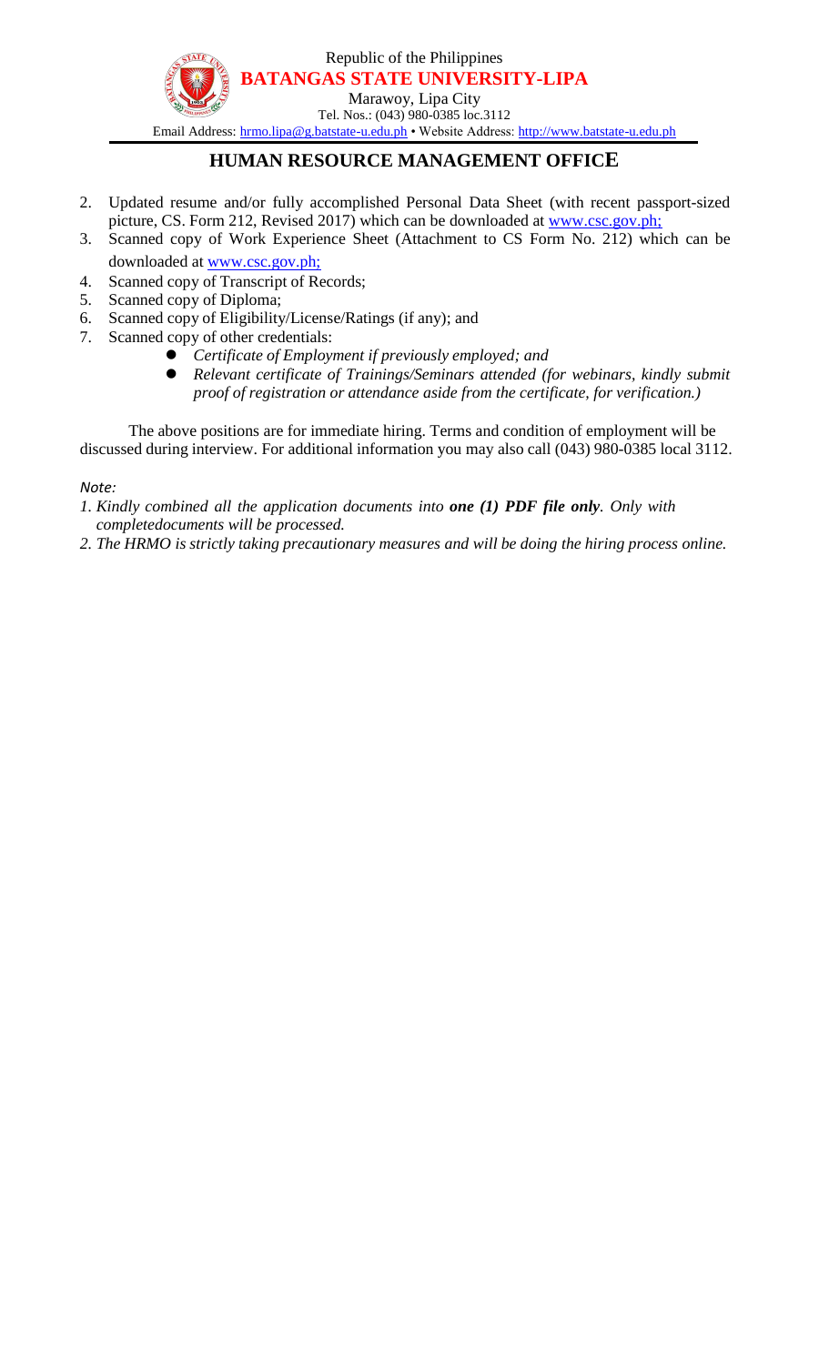Republic of the Philippines
**BATANGAS STATE UNIVERSITY-LIPA**
Marawoy, Lipa City
Tel. Nos.: (043) 980-0385 loc.3112
Email Address: hrmo.lipa@g.batstate-u.edu.ph • Website Address: http://www.batstate-u.edu.ph

## HUMAN RESOURCE MANAGEMENT OFFICE

2. Updated resume and/or fully accomplished Personal Data Sheet (with recent passport-sized picture, CS. Form 212, Revised 2017) which can be downloaded at www.csc.gov.ph;
3. Scanned copy of Work Experience Sheet (Attachment to CS Form No. 212) which can be downloaded at www.csc.gov.ph;
4. Scanned copy of Transcript of Records;
5. Scanned copy of Diploma;
6. Scanned copy of Eligibility/License/Ratings (if any); and
7. Scanned copy of other credentials:
   - *Certificate of Employment if previously employed; and*
   - *Relevant certificate of Trainings/Seminars attended (for webinars, kindly submit proof of registration or attendance aside from the certificate, for verification.)*

The above positions are for immediate hiring. Terms and condition of employment will be discussed during interview. For additional information you may also call (043) 980-0385 local 3112.

*Note:*

*1. Kindly combined all the application documents into **one (1) PDF file only**. Only with completedocuments will be processed.*

*2. The HRMO is strictly taking precautionary measures and will be doing the hiring process online.*